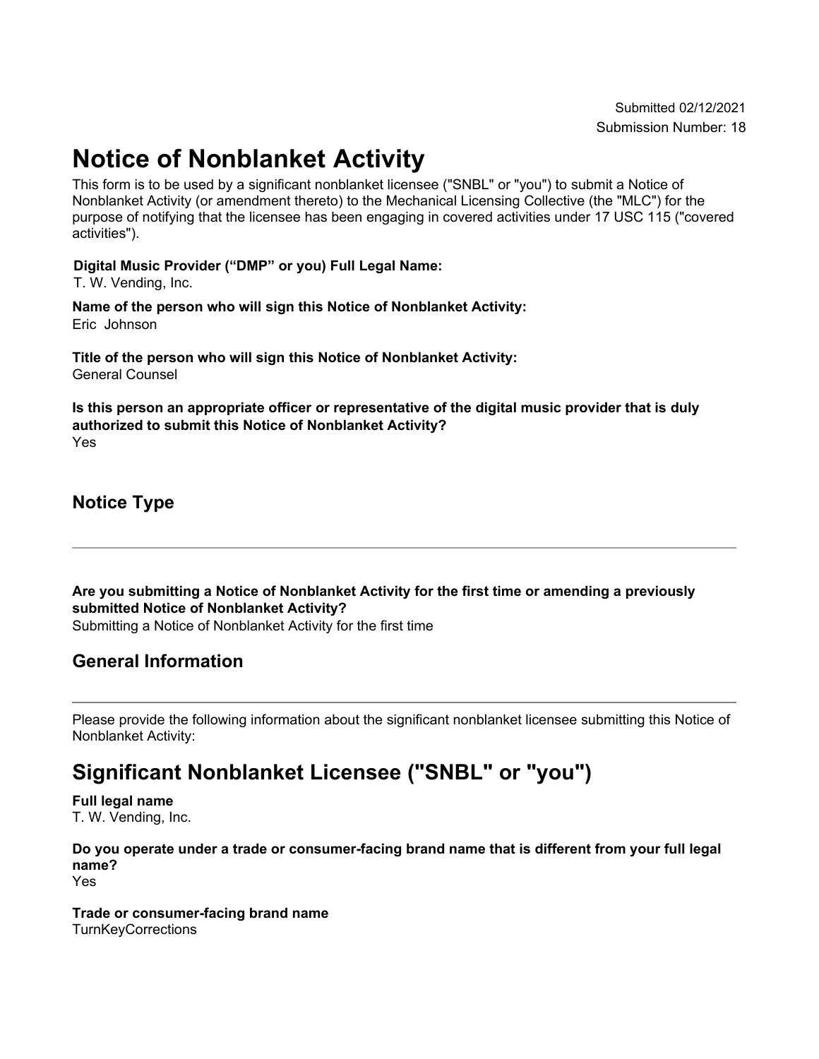Submitted 02/12/2021
Submission Number: 18

# Notice of Nonblanket Activity

This form is to be used by a significant nonblanket licensee ("SNBL" or "you") to submit a Notice of Nonblanket Activity (or amendment thereto) to the Mechanical Licensing Collective (the "MLC") for the purpose of notifying that the licensee has been engaging in covered activities under 17 USC 115 ("covered activities").

**Digital Music Provider ("DMP" or you) Full Legal Name:**
T. W. Vending, Inc.

**Name of the person who will sign this Notice of Nonblanket Activity:**
Eric Johnson

**Title of the person who will sign this Notice of Nonblanket Activity:**
General Counsel

**Is this person an appropriate officer or representative of the digital music provider that is duly authorized to submit this Notice of Nonblanket Activity?**
Yes

## Notice Type

---

**Are you submitting a Notice of Nonblanket Activity for the first time or amending a previously submitted Notice of Nonblanket Activity?**
Submitting a Notice of Nonblanket Activity for the first time

## General Information

---

Please provide the following information about the significant nonblanket licensee submitting this Notice of Nonblanket Activity:

# Significant Nonblanket Licensee ("SNBL" or "you")

**Full legal name**
T. W. Vending, Inc.

**Do you operate under a trade or consumer-facing brand name that is different from your full legal name?**
Yes

**Trade or consumer-facing brand name**
TurnKeyCorrections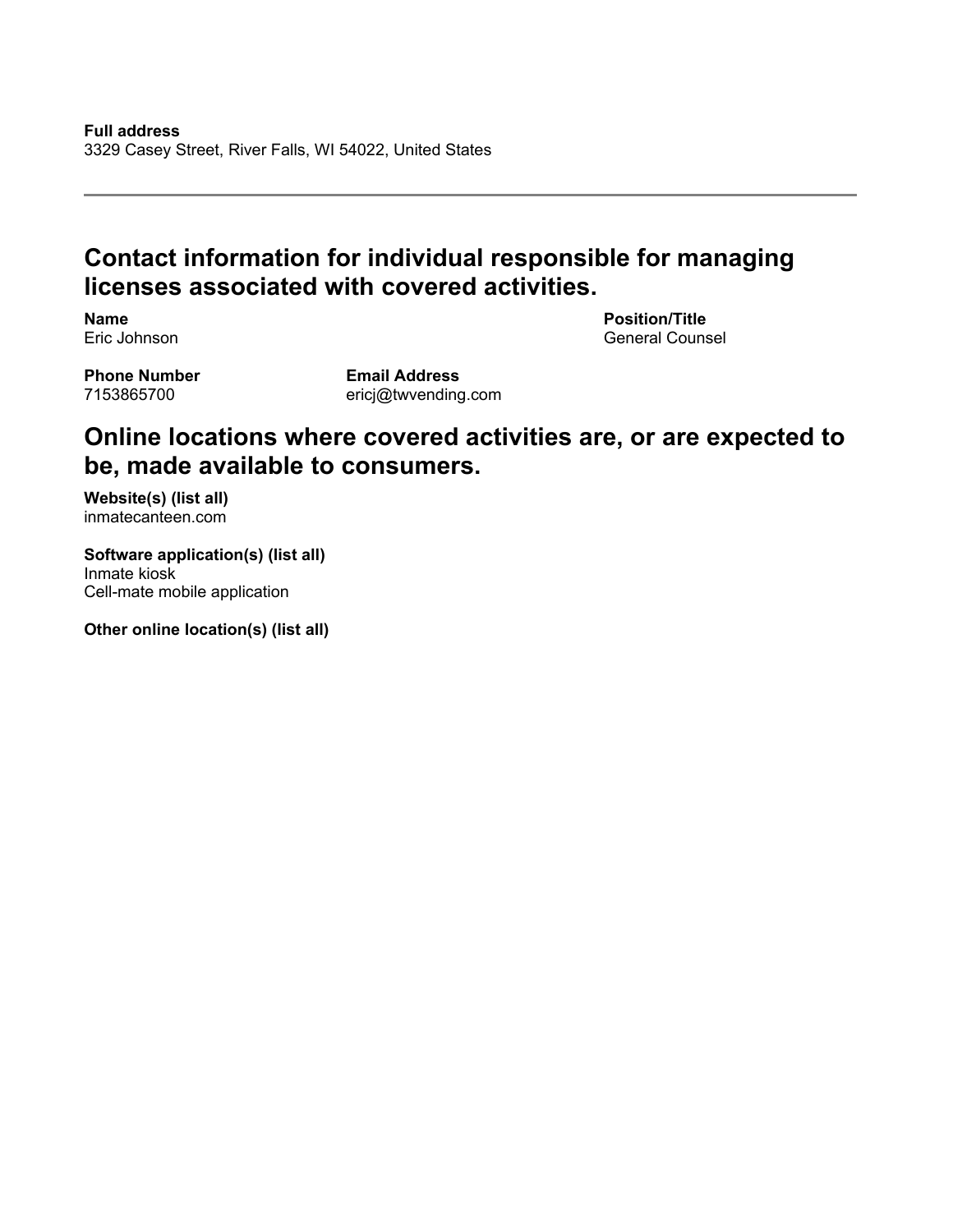**Full address**
3329 Casey Street, River Falls, WI 54022, United States

---

## Contact information for individual responsible for managing licenses associated with covered activities.

**Name**
Eric Johnson

**Position/Title**
General Counsel

**Phone Number**
7153865700

**Email Address**
ericj@twvending.com

## Online locations where covered activities are, or are expected to be, made available to consumers.

**Website(s) (list all)**
inmatecanteen.com

**Software application(s) (list all)**
Inmate kiosk
Cell-mate mobile application

**Other online location(s) (list all)**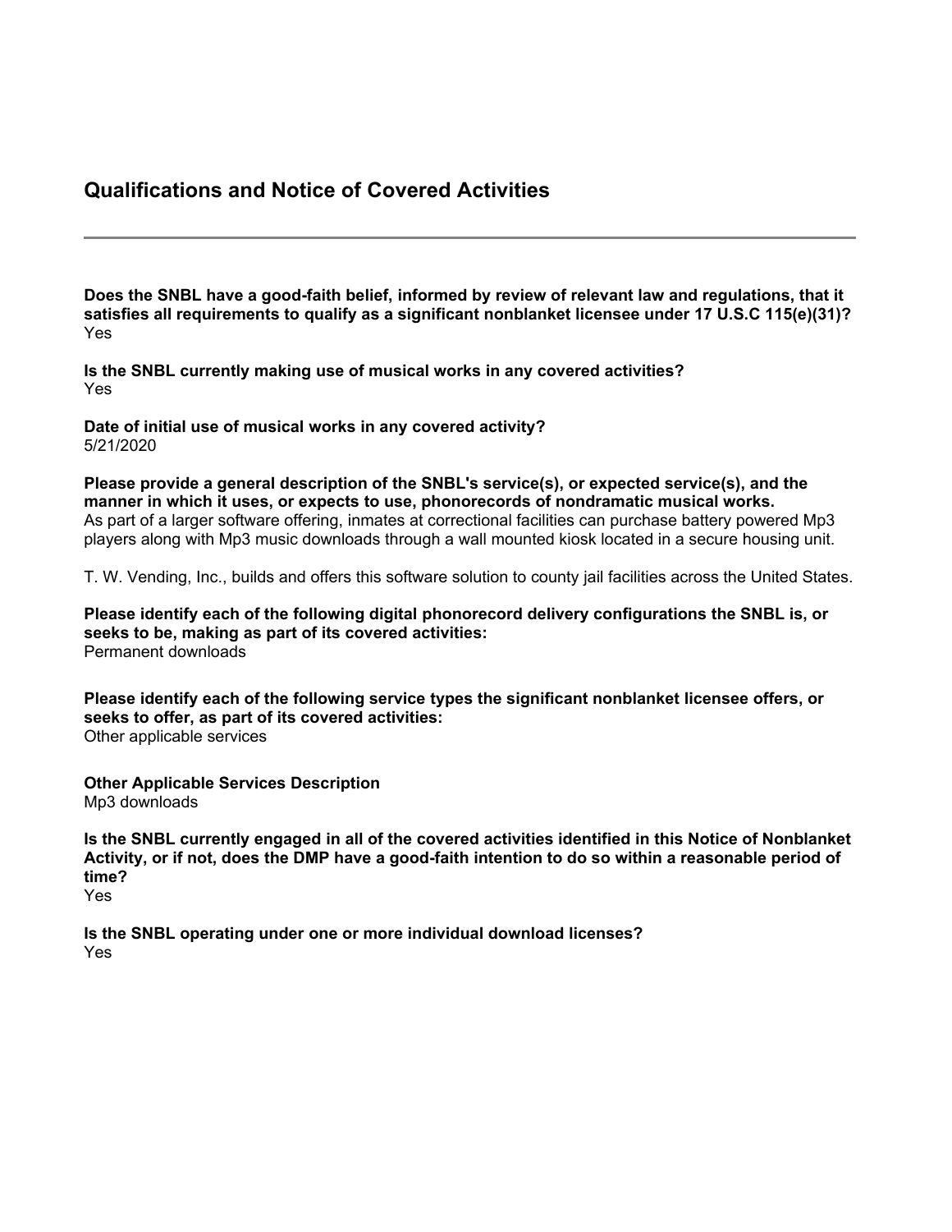## Qualifications and Notice of Covered Activities

---

**Does the SNBL have a good-faith belief, informed by review of relevant law and regulations, that it satisfies all requirements to qualify as a significant nonblanket licensee under 17 U.S.C 115(e)(31)?**
Yes

**Is the SNBL currently making use of musical works in any covered activities?**
Yes

**Date of initial use of musical works in any covered activity?**
5/21/2020

**Please provide a general description of the SNBL's service(s), or expected service(s), and the manner in which it uses, or expects to use, phonorecords of nondramatic musical works.**
As part of a larger software offering, inmates at correctional facilities can purchase battery powered Mp3 players along with Mp3 music downloads through a wall mounted kiosk located in a secure housing unit.

T. W. Vending, Inc., builds and offers this software solution to county jail facilities across the United States.

**Please identify each of the following digital phonorecord delivery configurations the SNBL is, or seeks to be, making as part of its covered activities:**
Permanent downloads

**Please identify each of the following service types the significant nonblanket licensee offers, or seeks to offer, as part of its covered activities:**
Other applicable services

**Other Applicable Services Description**
Mp3 downloads

**Is the SNBL currently engaged in all of the covered activities identified in this Notice of Nonblanket Activity, or if not, does the DMP have a good-faith intention to do so within a reasonable period of time?**
Yes

**Is the SNBL operating under one or more individual download licenses?**
Yes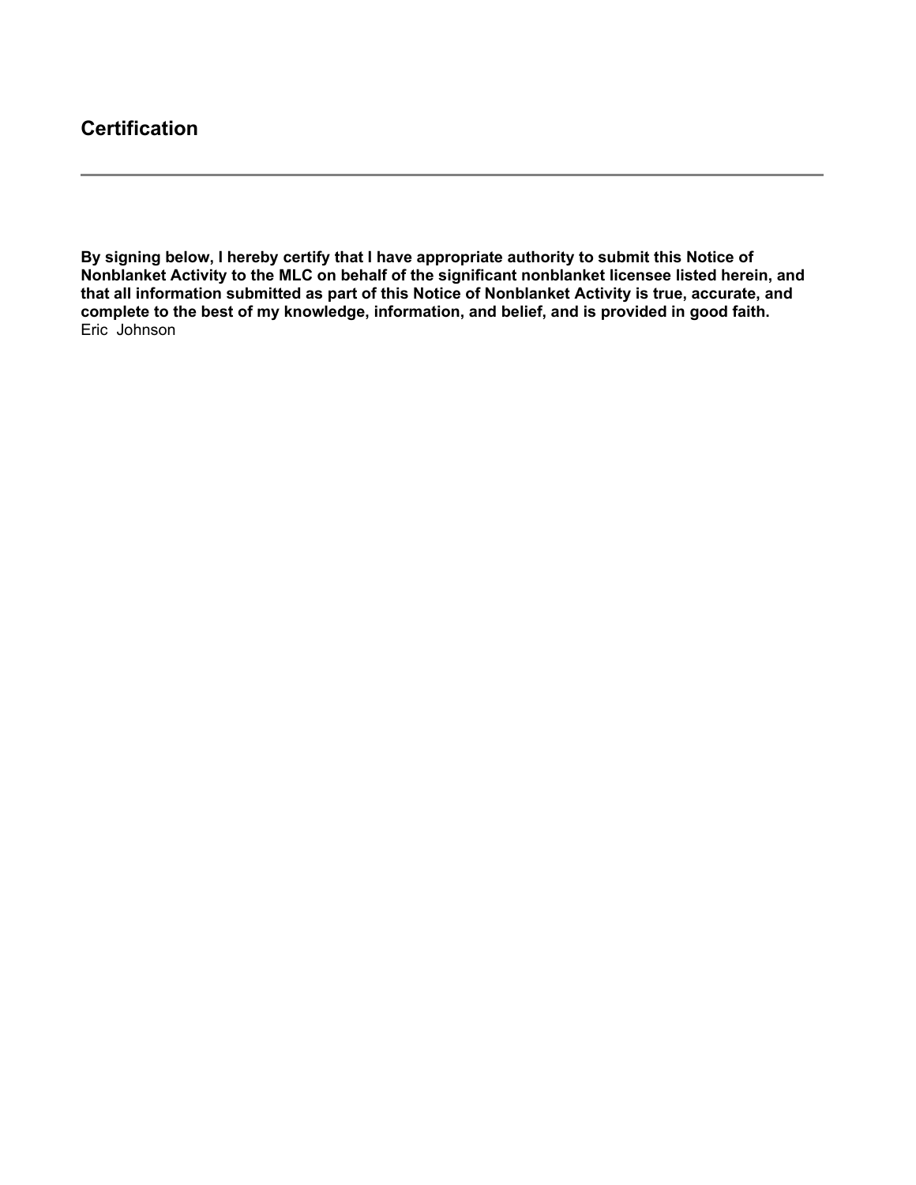## Certification

---

**By signing below, I hereby certify that I have appropriate authority to submit this Notice of Nonblanket Activity to the MLC on behalf of the significant nonblanket licensee listed herein, and that all information submitted as part of this Notice of Nonblanket Activity is true, accurate, and complete to the best of my knowledge, information, and belief, and is provided in good faith.**

Eric  Johnson